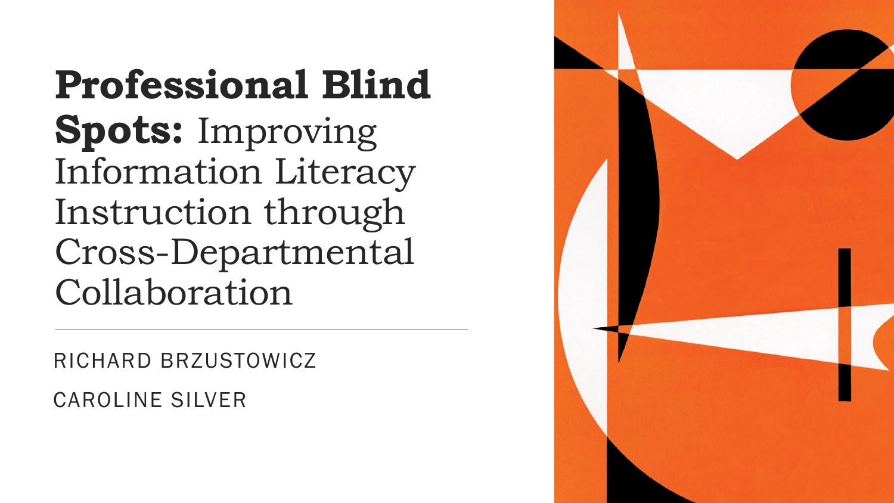# **Professional Blind Spots:** Improving Information Literacy Instruction through Cross-Departmental Collaboration

---

RICHARD BRZUSTOWICZ

CAROLINE SILVER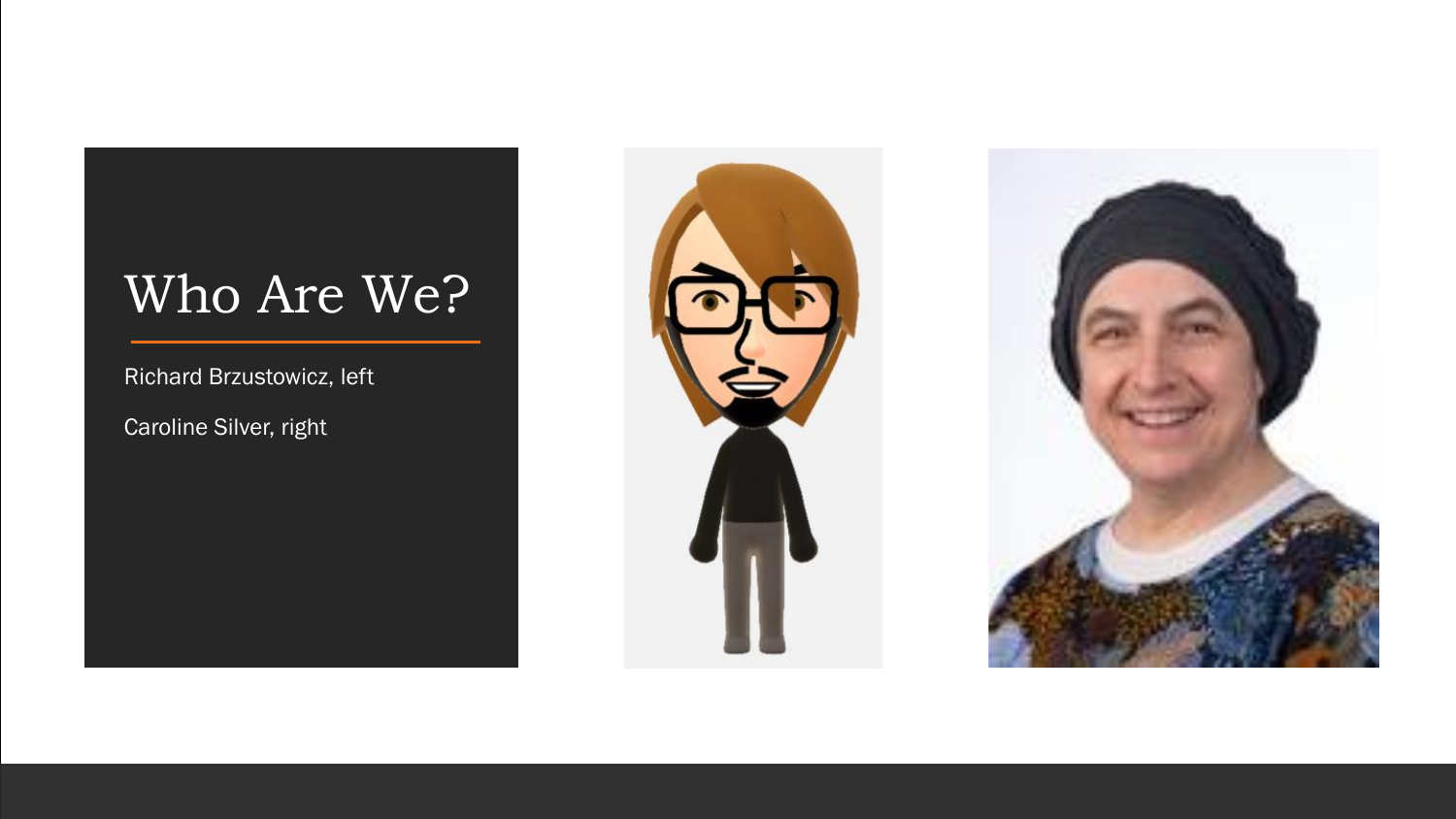# Who Are We?

Richard Brzustowicz, left

Caroline Silver, right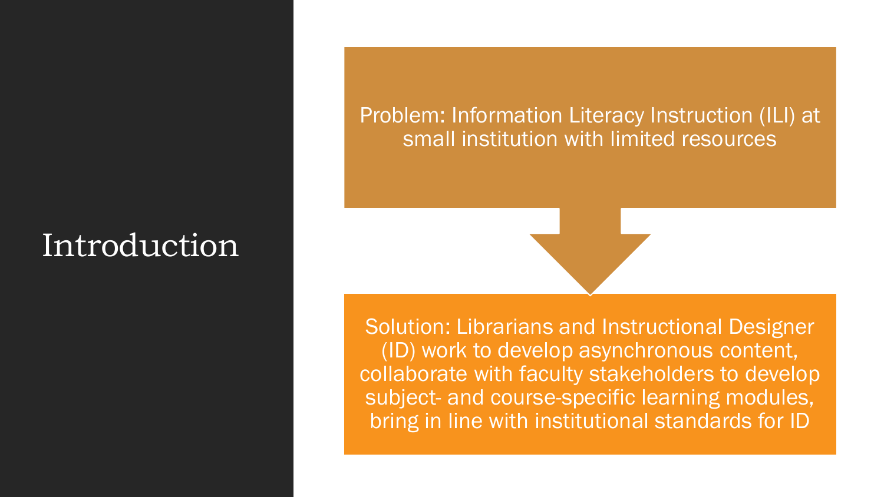# Introduction

Problem: Information Literacy Instruction (ILI) at small institution with limited resources

Solution: Librarians and Instructional Designer (ID) work to develop asynchronous content, collaborate with faculty stakeholders to develop subject- and course-specific learning modules, bring in line with institutional standards for ID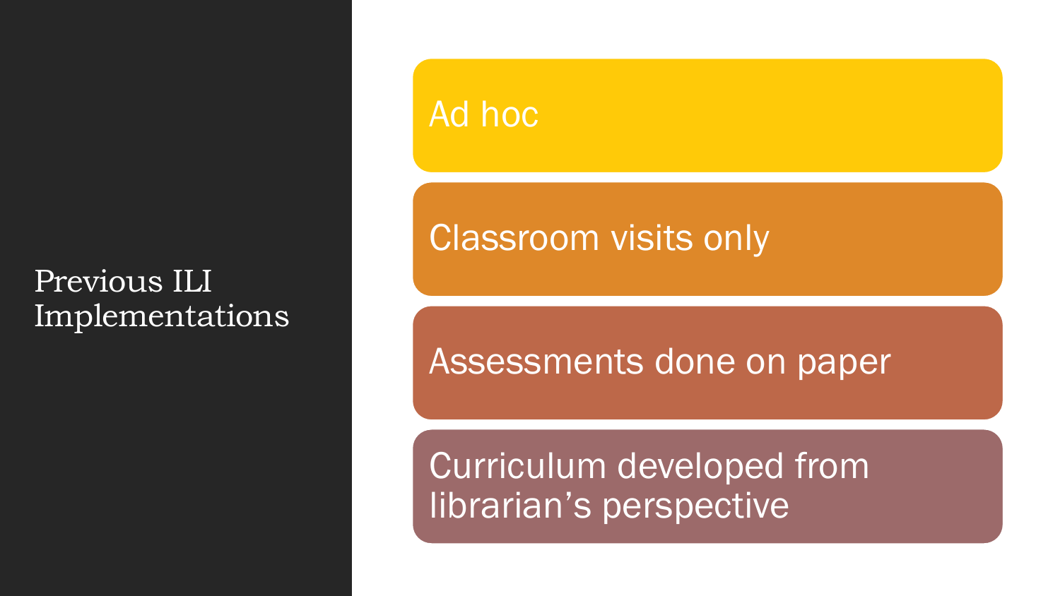# Previous ILI Implementations

- Ad hoc
- Classroom visits only
- Assessments done on paper
- Curriculum developed from librarian's perspective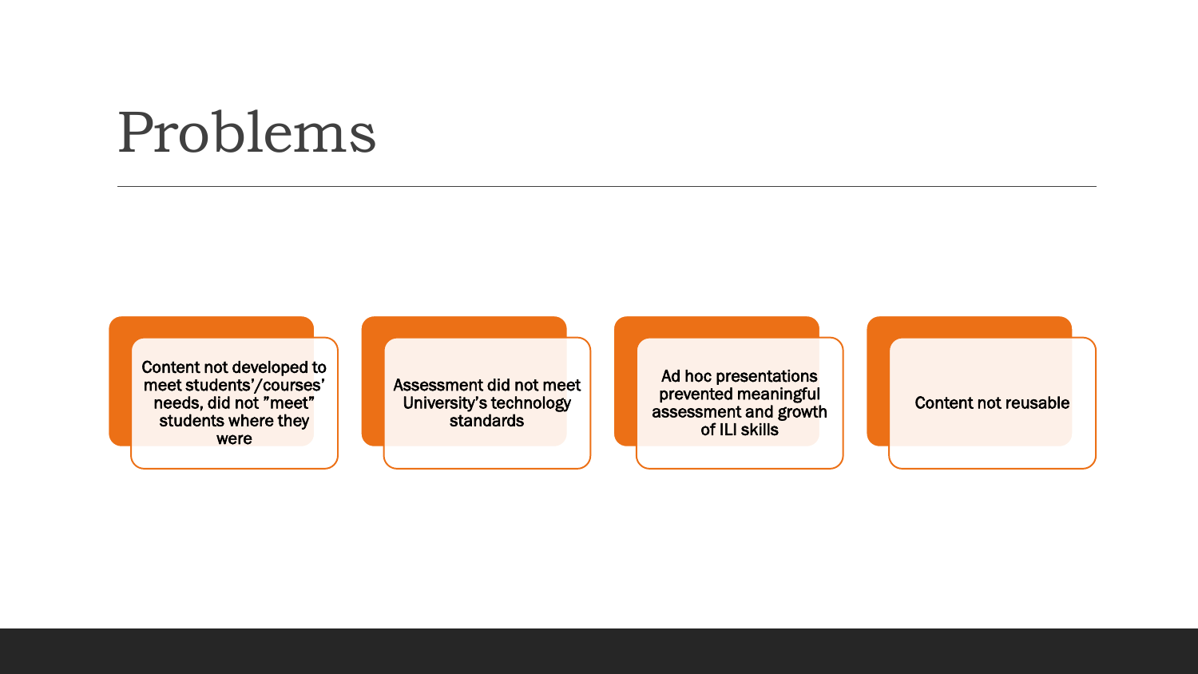# Problems

- Content not developed to meet students'/courses' needs, did not "meet" students where they were
- Assessment did not meet University's technology standards
- Ad hoc presentations prevented meaningful assessment and growth of ILI skills
- Content not reusable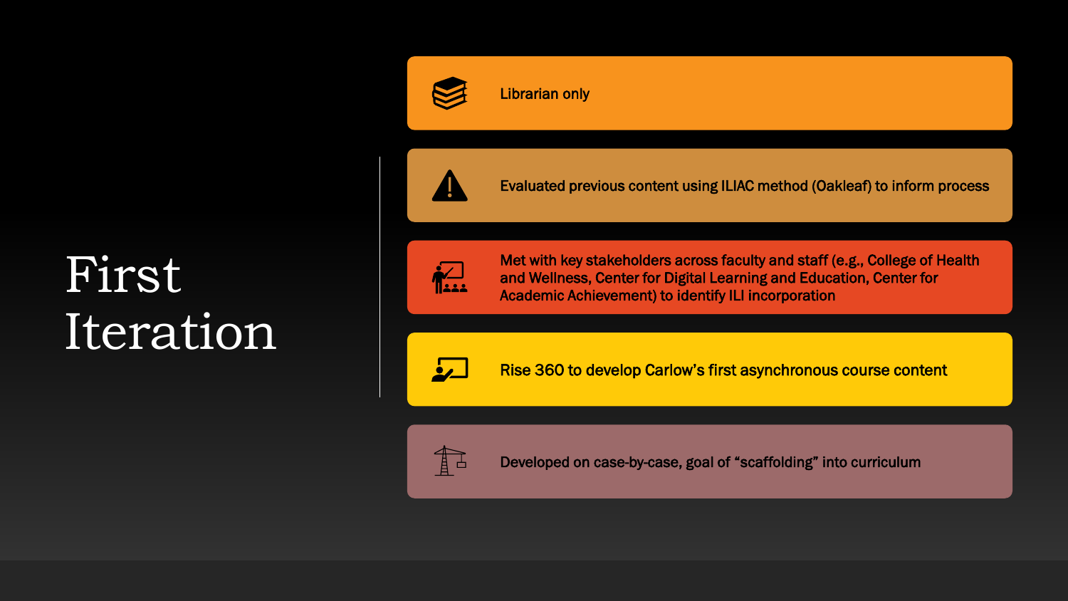# First Iteration

- Librarian only
- Evaluated previous content using ILIAC method (Oakleaf) to inform process
- Met with key stakeholders across faculty and staff (e.g., College of Health and Wellness, Center for Digital Learning and Education, Center for Academic Achievement) to identify ILI incorporation
- Rise 360 to develop Carlow's first asynchronous course content
- Developed on case-by-case, goal of "scaffolding" into curriculum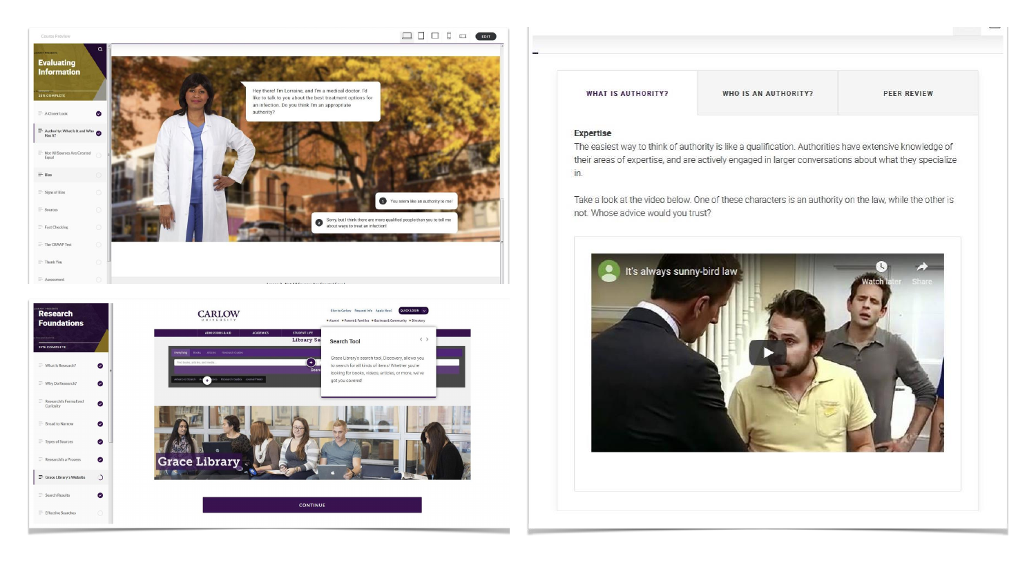Evaluating Information

Hey there! I'm Lorraine, and I'm a medical doctor. I'd like to talk to you about the best treatment options for an infection. Do you think I'm an appropriate authority?

You seem like an authority to me!

Sorry, but I think there are more qualified people than you to tell me about ways to treat an infection!

Research Foundations

Search Tool

Grace Library's search tool, Discovery, allows you to search for all kinds of items! Whether you're looking for books, videos, articles, or more, we've got you covered!

Grace Library

CONTINUE

| WHAT IS AUTHORITY? | WHO IS AN AUTHORITY? | PEER REVIEW |
| --- | --- | --- |

**Expertise**

The easiest way to think of authority is like a qualification. Authorities have extensive knowledge of their areas of expertise, and are actively engaged in larger conversations about what they specialize in.

Take a look at the video below. One of these characters is an authority on the law, while the other is not. Whose advice would you trust?

It's always sunny-bird law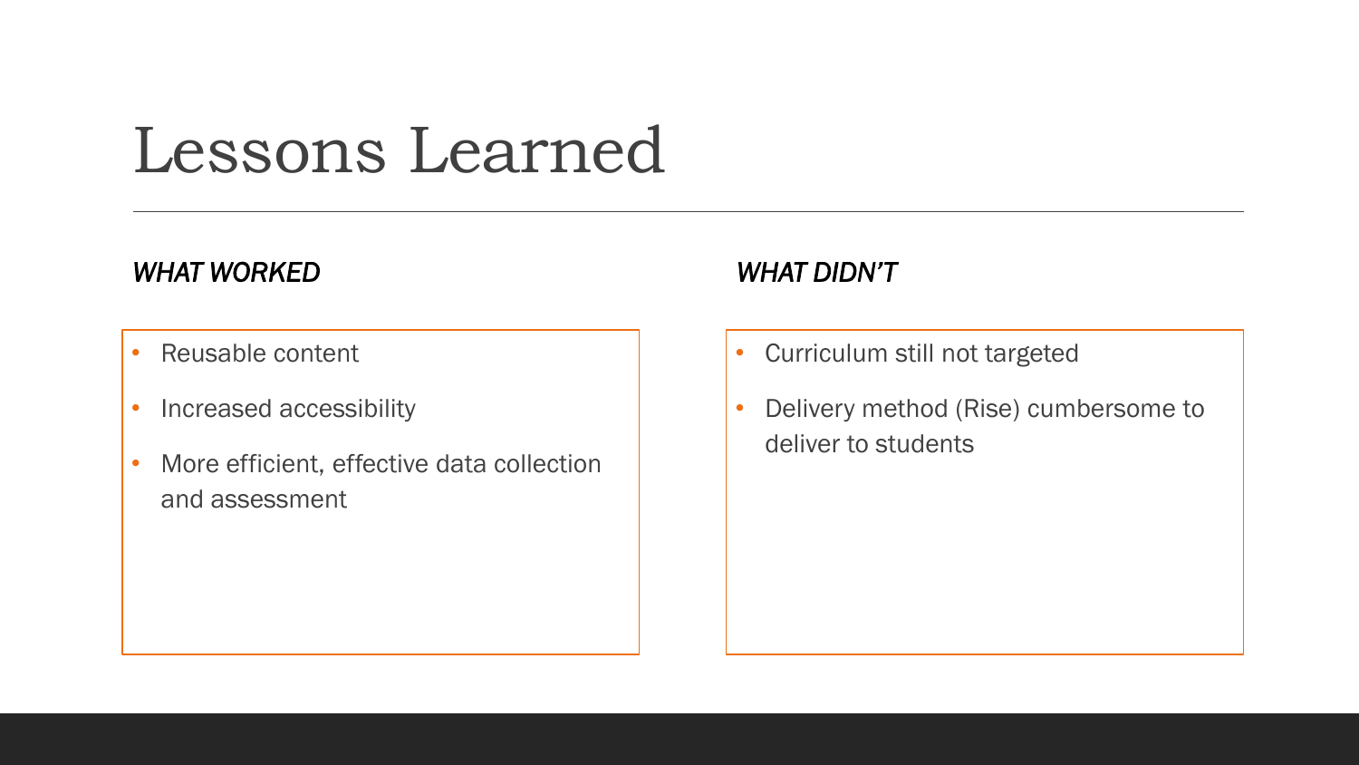# Lessons Learned

### *WHAT WORKED*

- Reusable content
- Increased accessibility
- More efficient, effective data collection and assessment

### *WHAT DIDN'T*

- Curriculum still not targeted
- Delivery method (Rise) cumbersome to deliver to students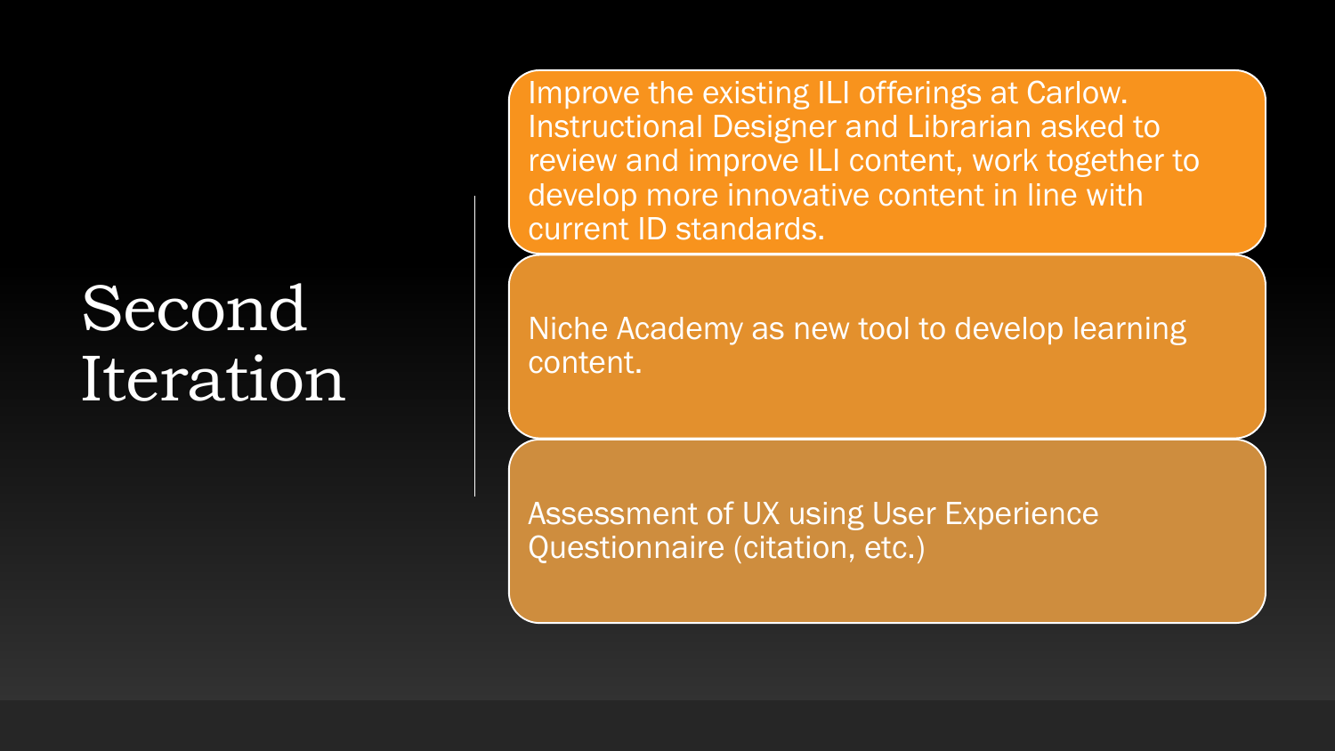# Second Iteration

- Improve the existing ILI offerings at Carlow. Instructional Designer and Librarian asked to review and improve ILI content, work together to develop more innovative content in line with current ID standards.
- Niche Academy as new tool to develop learning content.
- Assessment of UX using User Experience Questionnaire (citation, etc.)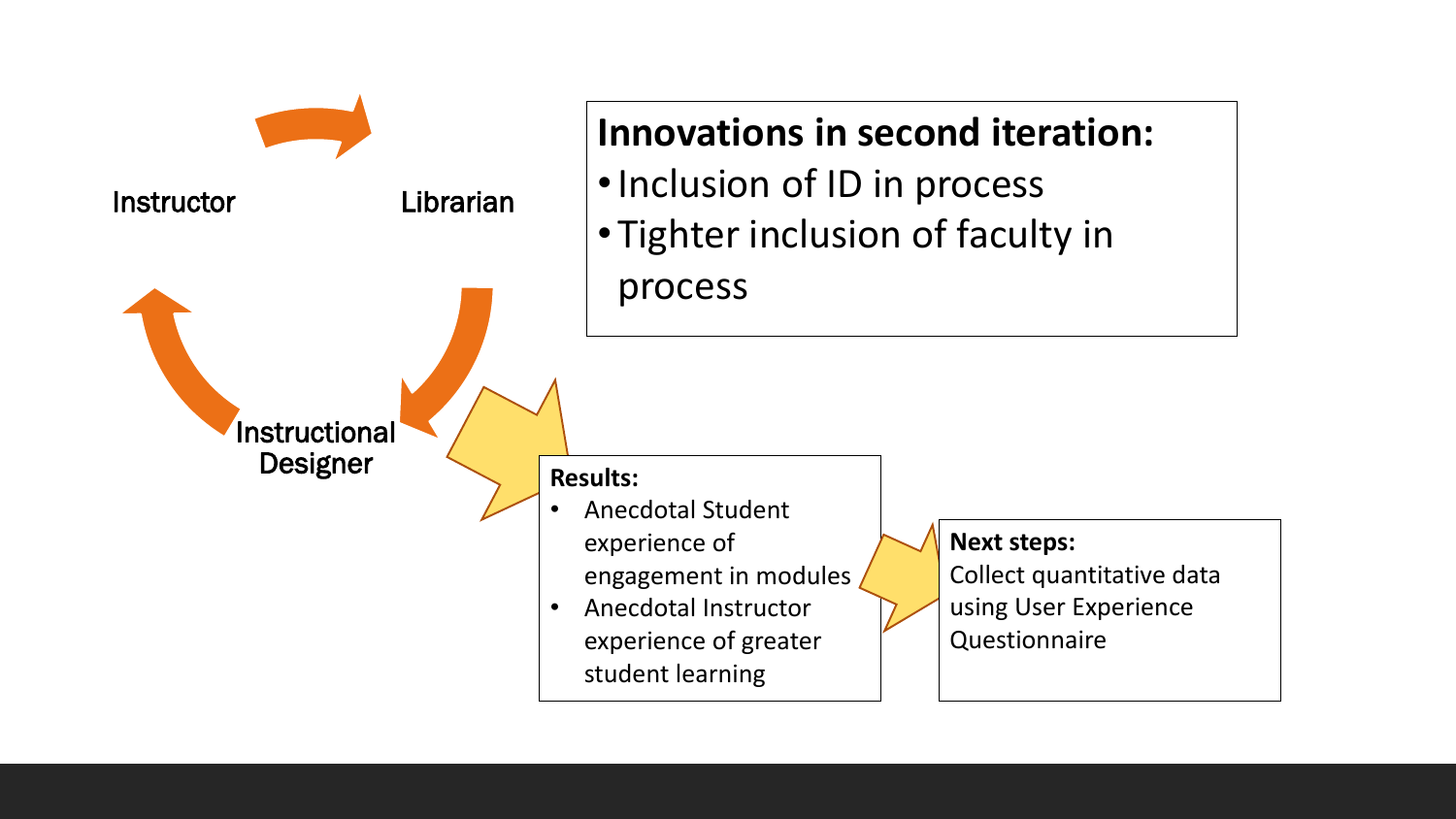Instructor

Librarian

Instructional Designer

**Innovations in second iteration:**

- Inclusion of ID in process
- Tighter inclusion of faculty in process

**Results:**

- Anecdotal Student experience of engagement in modules
- Anecdotal Instructor experience of greater student learning

**Next steps:**

Collect quantitative data using User Experience Questionnaire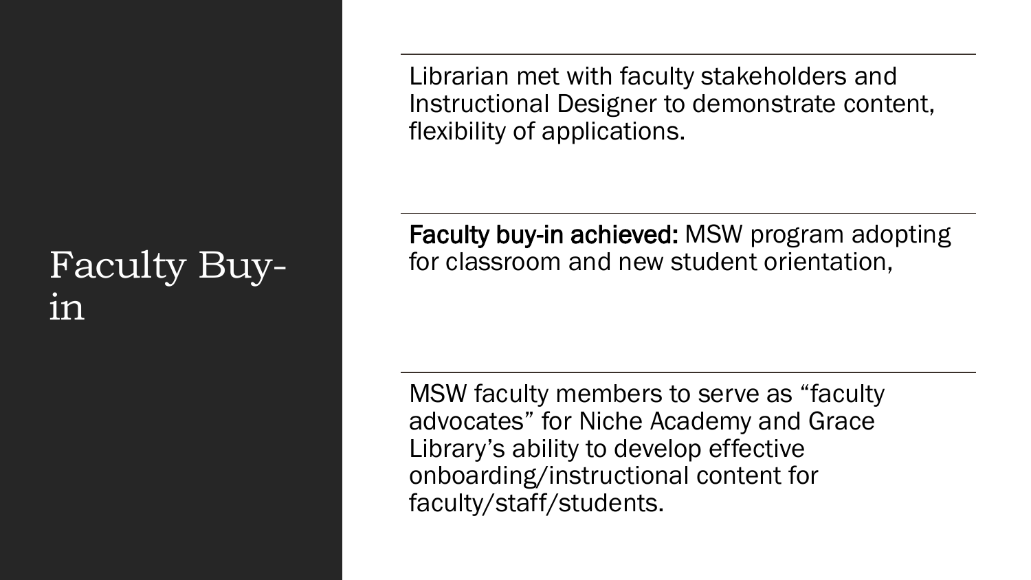# Faculty Buy-in

Librarian met with faculty stakeholders and Instructional Designer to demonstrate content, flexibility of applications.

**Faculty buy-in achieved:** MSW program adopting for classroom and new student orientation,

MSW faculty members to serve as "faculty advocates" for Niche Academy and Grace Library's ability to develop effective onboarding/instructional content for faculty/staff/students.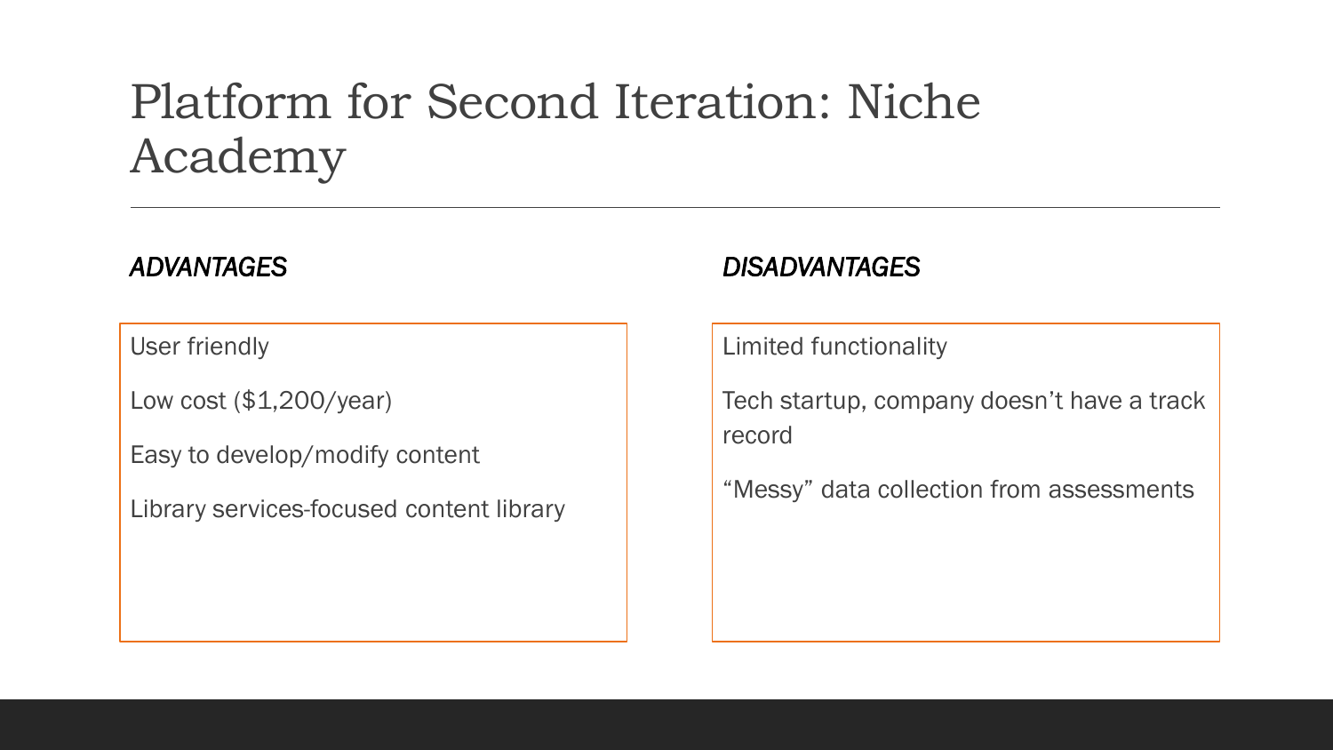# Platform for Second Iteration: Niche Academy

*ADVANTAGES*

User friendly

Low cost ($1,200/year)

Easy to develop/modify content

Library services-focused content library

*DISADVANTAGES*

Limited functionality

Tech startup, company doesn't have a track record

"Messy" data collection from assessments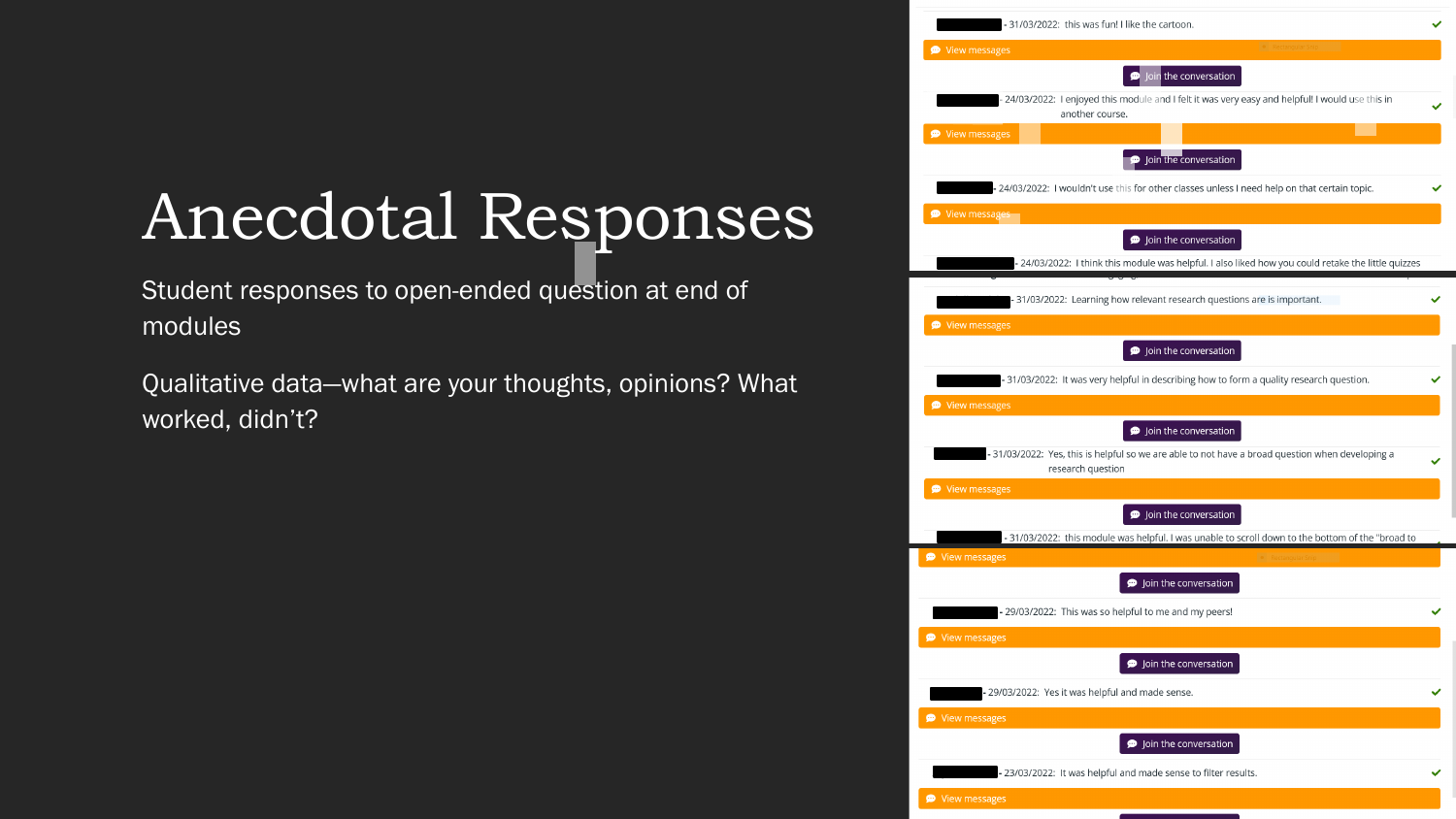# Anecdotal Responses

Student responses to open-ended question at end of modules

Qualitative data—what are your thoughts, opinions? What worked, didn't?

- 31/03/2022: this was fun! I like the cartoon.

View messages

Join the conversation

- 24/03/2022: I enjoyed this module and I felt it was very easy and helpful! I would use this in another course.

View messages

Join the conversation

- 24/03/2022: I wouldn't use this for other classes unless I need help on that certain topic.

View messages

Join the conversation

- 24/03/2022: I think this module was helpful. I also liked how you could retake the little quizzes

- 31/03/2022: Learning how relevant research questions are is important.

View messages

Join the conversation

- 31/03/2022: It was very helpful in describing how to form a quality research question.

View messages

Join the conversation

- 31/03/2022: Yes, this is helpful so we are able to not have a broad question when developing a research question

View messages

Join the conversation

- 31/03/2022: this module was helpful. I was unable to scroll down to the bottom of the "broad to

View messages

Join the conversation

- 29/03/2022: This was so helpful to me and my peers!

View messages

Join the conversation

- 29/03/2022: Yes it was helpful and made sense.

View messages

Join the conversation

- 23/03/2022: It was helpful and made sense to filter results.

View messages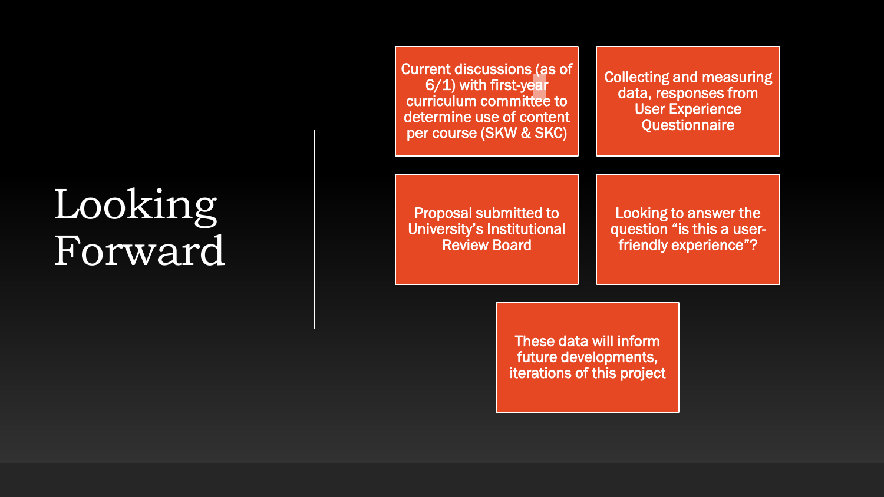# Looking Forward

- Current discussions (as of 6/1) with first-year curriculum committee to determine use of content per course (SKW & SKC)
- Collecting and measuring data, responses from User Experience Questionnaire
- Proposal submitted to University's Institutional Review Board
- Looking to answer the question "is this a user-friendly experience"?
- These data will inform future developments, iterations of this project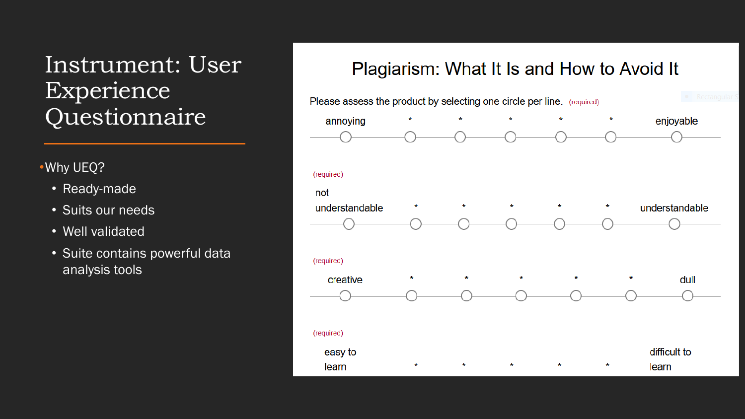# Instrument: User Experience Questionnaire

- Why UEQ?
  - Ready-made
  - Suits our needs
  - Well validated
  - Suite contains powerful data analysis tools

## Plagiarism: What It Is and How to Avoid It

Please assess the product by selecting one circle per line. (required)

| annoying | * | * | * | * | * | enjoyable |
|---|---|---|---|---|---|---|
| ○ | ○ | ○ | ○ | ○ | ○ | ○ |

(required)

| not understandable | * | * | * | * | * | understandable |
|---|---|---|---|---|---|---|
| ○ | ○ | ○ | ○ | ○ | ○ | ○ |

(required)

| creative | * | * | * | * | * | dull |
|---|---|---|---|---|---|---|
| ○ | ○ | ○ | ○ | ○ | ○ | ○ |

(required)

| easy to learn | * | * | * | * | * | difficult to learn |
|---|---|---|---|---|---|---|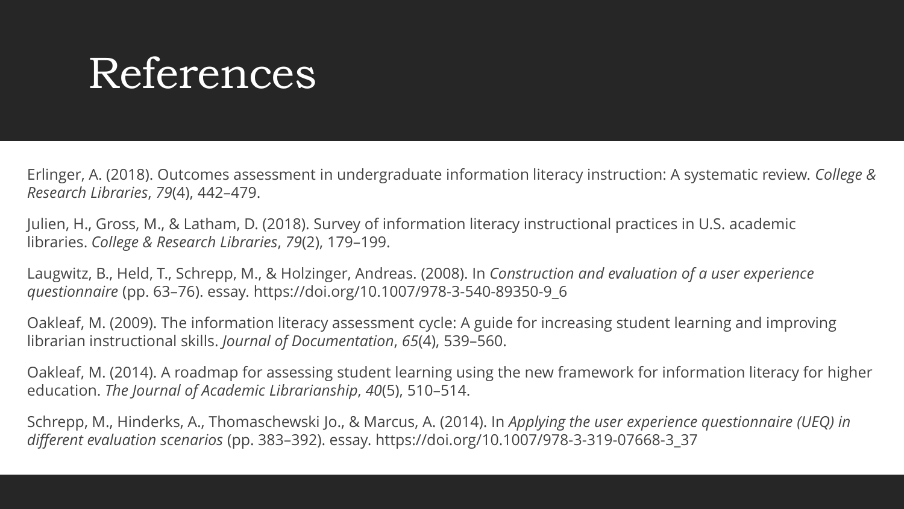# References

Erlinger, A. (2018). Outcomes assessment in undergraduate information literacy instruction: A systematic review. *College & Research Libraries*, *79*(4), 442–479.

Julien, H., Gross, M., & Latham, D. (2018). Survey of information literacy instructional practices in U.S. academic libraries. *College & Research Libraries*, *79*(2), 179–199.

Laugwitz, B., Held, T., Schrepp, M., & Holzinger, Andreas. (2008). In *Construction and evaluation of a user experience questionnaire* (pp. 63–76). essay. https://doi.org/10.1007/978-3-540-89350-9_6

Oakleaf, M. (2009). The information literacy assessment cycle: A guide for increasing student learning and improving librarian instructional skills. *Journal of Documentation*, *65*(4), 539–560.

Oakleaf, M. (2014). A roadmap for assessing student learning using the new framework for information literacy for higher education. *The Journal of Academic Librarianship*, *40*(5), 510–514.

Schrepp, M., Hinderks, A., Thomaschewski Jo., & Marcus, A. (2014). In *Applying the user experience questionnaire (UEQ) in different evaluation scenarios* (pp. 383–392). essay. https://doi.org/10.1007/978-3-319-07668-3_37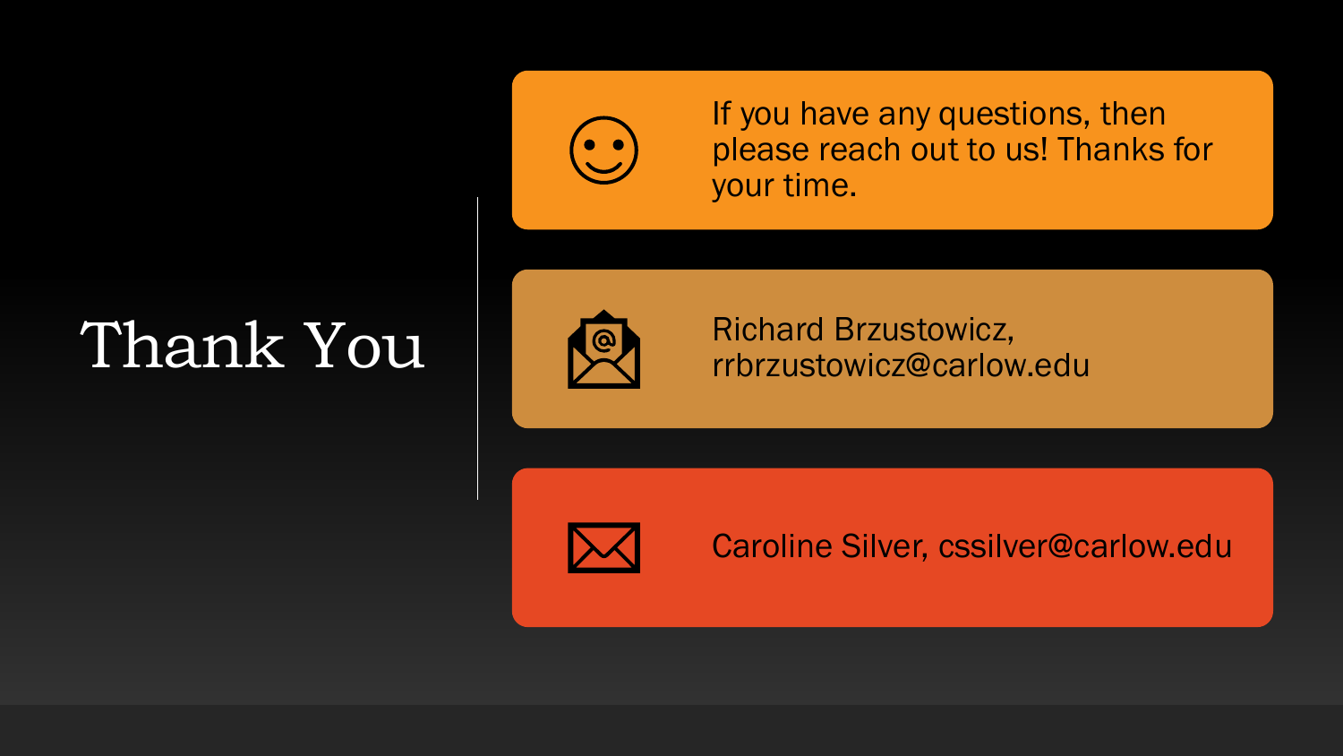# Thank You

If you have any questions, then please reach out to us! Thanks for your time.

Richard Brzustowicz, rrbrzustowicz@carlow.edu

Caroline Silver, cssilver@carlow.edu